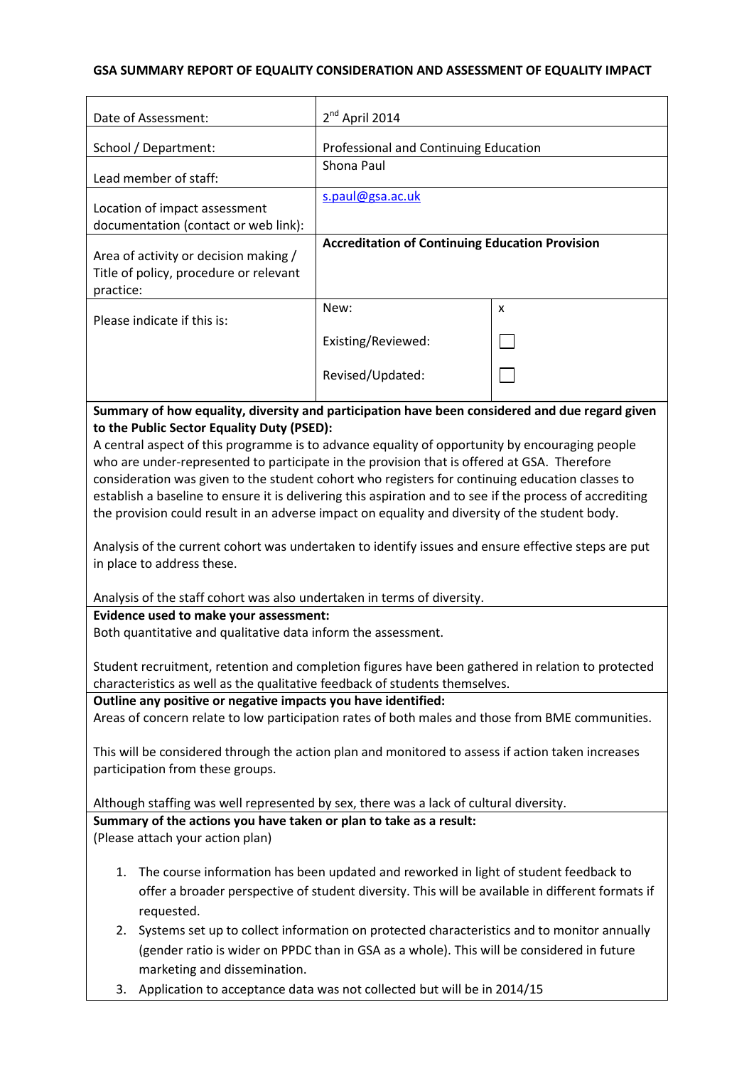**GSA SUMMARY REPORT OF EQUALITY CONSIDERATION AND ASSESSMENT OF EQUALITY IMPACT**

| | | |
|---|---|---|
| Date of Assessment: | 2nd April 2014 | |
| School / Department: | Professional and Continuing Education | |
| Lead member of staff: | Shona Paul | |
| Location of impact assessment documentation (contact or web link): | s.paul@gsa.ac.uk | |
| Area of activity or decision making / Title of policy, procedure or relevant practice: | **Accreditation of Continuing Education Provision** | |
| Please indicate if this is: | New: | x |
| | Existing/Reviewed: | ☐ |
| | Revised/Updated: | ☐ |

**Summary of how equality, diversity and participation have been considered and due regard given to the Public Sector Equality Duty (PSED):**

A central aspect of this programme is to advance equality of opportunity by encouraging people who are under-represented to participate in the provision that is offered at GSA. Therefore consideration was given to the student cohort who registers for continuing education classes to establish a baseline to ensure it is delivering this aspiration and to see if the process of accrediting the provision could result in an adverse impact on equality and diversity of the student body.

Analysis of the current cohort was undertaken to identify issues and ensure effective steps are put in place to address these.

Analysis of the staff cohort was also undertaken in terms of diversity.

**Evidence used to make your assessment:**

Both quantitative and qualitative data inform the assessment.

Student recruitment, retention and completion figures have been gathered in relation to protected characteristics as well as the qualitative feedback of students themselves.

**Outline any positive or negative impacts you have identified:**

Areas of concern relate to low participation rates of both males and those from BME communities.

This will be considered through the action plan and monitored to assess if action taken increases participation from these groups.

Although staffing was well represented by sex, there was a lack of cultural diversity.

**Summary of the actions you have taken or plan to take as a result:**

(Please attach your action plan)

1. The course information has been updated and reworked in light of student feedback to offer a broader perspective of student diversity. This will be available in different formats if requested.
2. Systems set up to collect information on protected characteristics and to monitor annually (gender ratio is wider on PPDC than in GSA as a whole). This will be considered in future marketing and dissemination.
3. Application to acceptance data was not collected but will be in 2014/15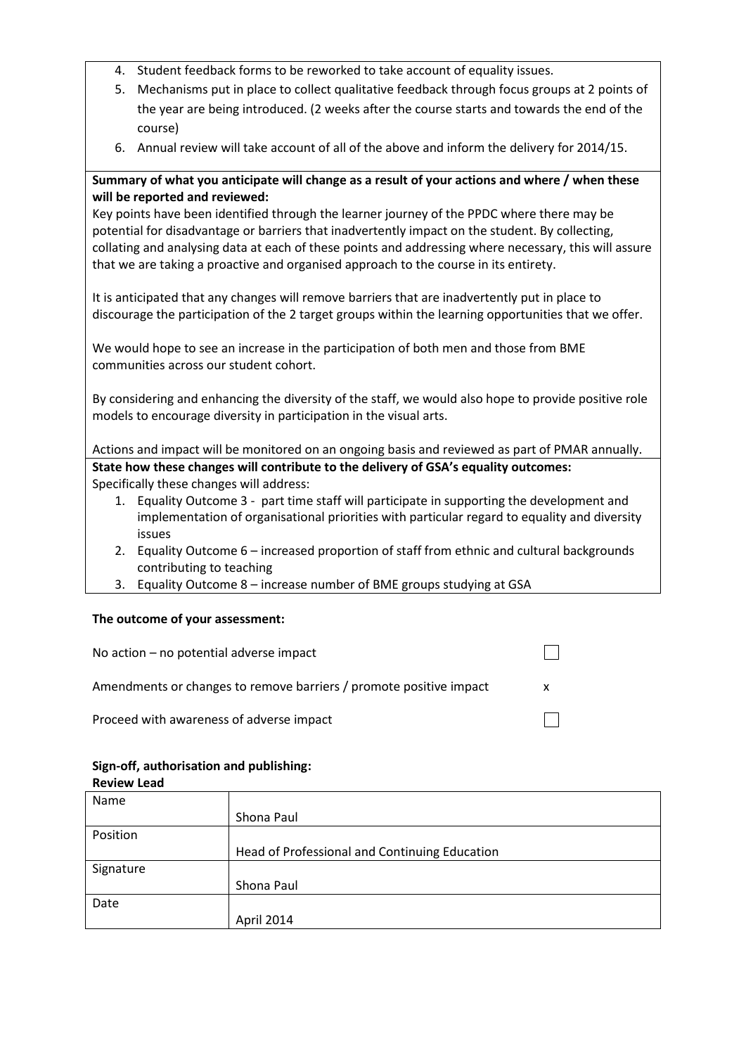4. Student feedback forms to be reworked to take account of equality issues.
5. Mechanisms put in place to collect qualitative feedback through focus groups at 2 points of the year are being introduced. (2 weeks after the course starts and towards the end of the course)
6. Annual review will take account of all of the above and inform the delivery for 2014/15.

**Summary of what you anticipate will change as a result of your actions and where / when these will be reported and reviewed:**

Key points have been identified through the learner journey of the PPDC where there may be potential for disadvantage or barriers that inadvertently impact on the student. By collecting, collating and analysing data at each of these points and addressing where necessary, this will assure that we are taking a proactive and organised approach to the course in its entirety.

It is anticipated that any changes will remove barriers that are inadvertently put in place to discourage the participation of the 2 target groups within the learning opportunities that we offer.

We would hope to see an increase in the participation of both men and those from BME communities across our student cohort.

By considering and enhancing the diversity of the staff, we would also hope to provide positive role models to encourage diversity in participation in the visual arts.

Actions and impact will be monitored on an ongoing basis and reviewed as part of PMAR annually.

**State how these changes will contribute to the delivery of GSA's equality outcomes:**

Specifically these changes will address:

1. Equality Outcome 3 - part time staff will participate in supporting the development and implementation of organisational priorities with particular regard to equality and diversity issues
2. Equality Outcome 6 – increased proportion of staff from ethnic and cultural backgrounds contributing to teaching
3. Equality Outcome 8 – increase number of BME groups studying at GSA

**The outcome of your assessment:**

| | |
|---|---|
| No action – no potential adverse impact | ☐ |
| Amendments or changes to remove barriers / promote positive impact | x |
| Proceed with awareness of adverse impact | ☐ |

**Sign-off, authorisation and publishing:**

**Review Lead**

| | |
|---|---|
| Name | Shona Paul |
| Position | Head of Professional and Continuing Education |
| Signature | Shona Paul |
| Date | April 2014 |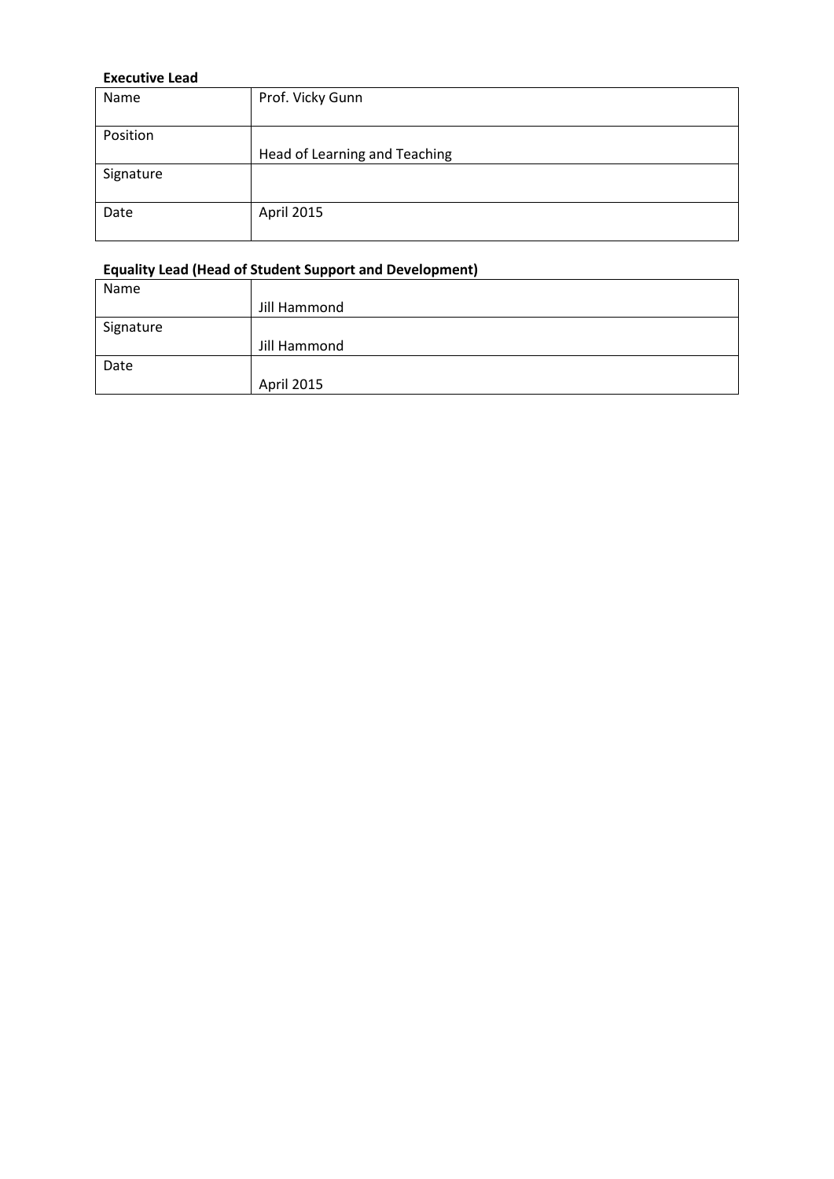**Executive Lead**

| | |
|---|---|
| Name | Prof. Vicky Gunn |
| Position | Head of Learning and Teaching |
| Signature | |
| Date | April 2015 |

**Equality Lead (Head of Student Support and Development)**

| | |
|---|---|
| Name | Jill Hammond |
| Signature | Jill Hammond |
| Date | April 2015 |